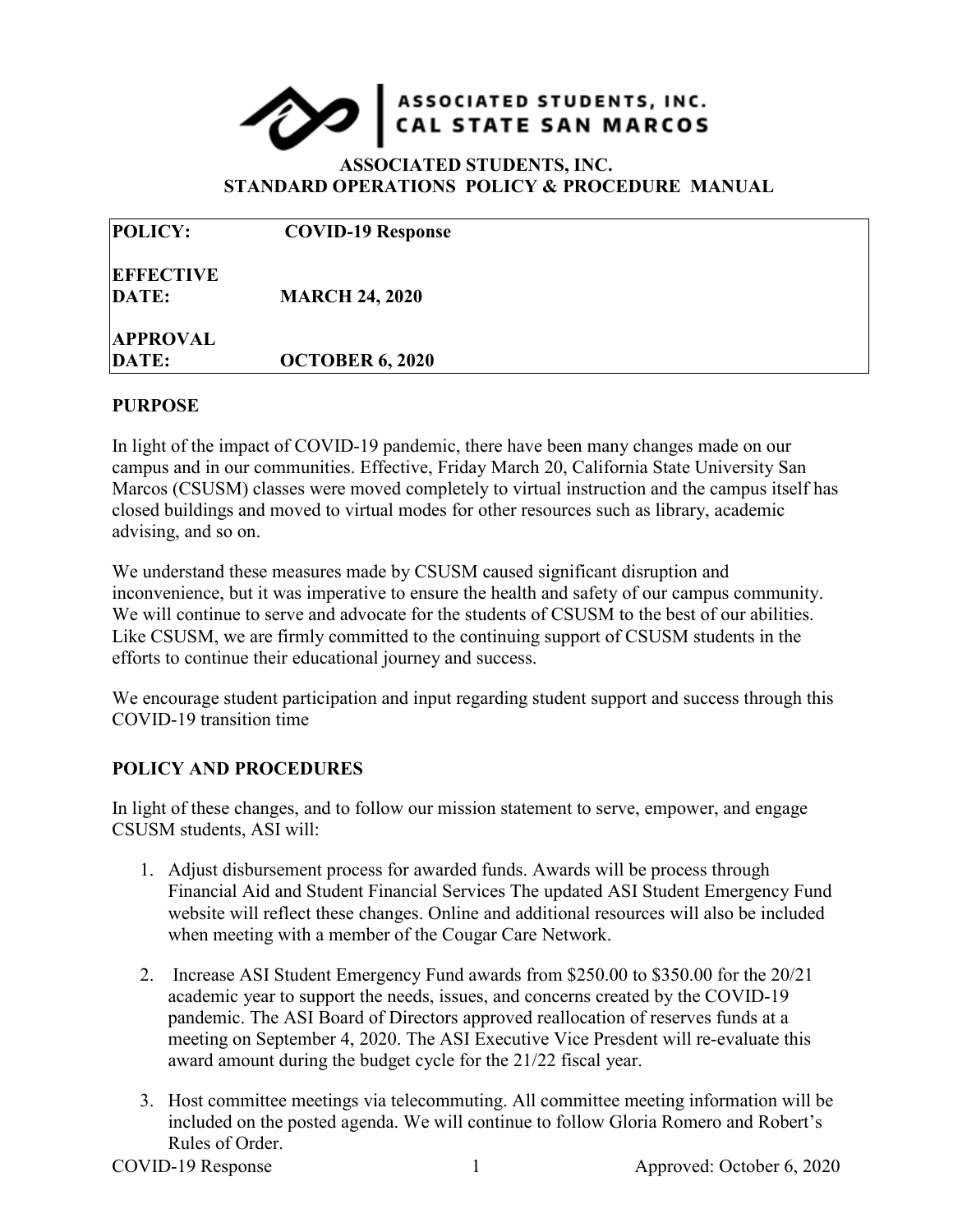ASSOCIATED STUDENTS, INC.
CAL STATE SAN MARCOS

# ASSOCIATED STUDENTS, INC.
## STANDARD OPERATIONS POLICY & PROCEDURE MANUAL

| | |
|---|---|
| **POLICY:** | **COVID-19 Response** |
| **EFFECTIVE DATE:** | **MARCH 24, 2020** |
| **APPROVAL DATE:** | **OCTOBER 6, 2020** |

### PURPOSE

In light of the impact of COVID-19 pandemic, there have been many changes made on our campus and in our communities. Effective, Friday March 20, California State University San Marcos (CSUSM) classes were moved completely to virtual instruction and the campus itself has closed buildings and moved to virtual modes for other resources such as library, academic advising, and so on.

We understand these measures made by CSUSM caused significant disruption and inconvenience, but it was imperative to ensure the health and safety of our campus community. We will continue to serve and advocate for the students of CSUSM to the best of our abilities. Like CSUSM, we are firmly committed to the continuing support of CSUSM students in the efforts to continue their educational journey and success.

We encourage student participation and input regarding student support and success through this COVID-19 transition time

### POLICY AND PROCEDURES

In light of these changes, and to follow our mission statement to serve, empower, and engage CSUSM students, ASI will:

1. Adjust disbursement process for awarded funds. Awards will be process through Financial Aid and Student Financial Services The updated ASI Student Emergency Fund website will reflect these changes. Online and additional resources will also be included when meeting with a member of the Cougar Care Network.
2. Increase ASI Student Emergency Fund awards from $250.00 to $350.00 for the 20/21 academic year to support the needs, issues, and concerns created by the COVID-19 pandemic. The ASI Board of Directors approved reallocation of reserves funds at a meeting on September 4, 2020. The ASI Executive Vice Presdent will re-evaluate this award amount during the budget cycle for the 21/22 fiscal year.
3. Host committee meetings via telecommuting. All committee meeting information will be included on the posted agenda. We will continue to follow Gloria Romero and Robert's Rules of Order.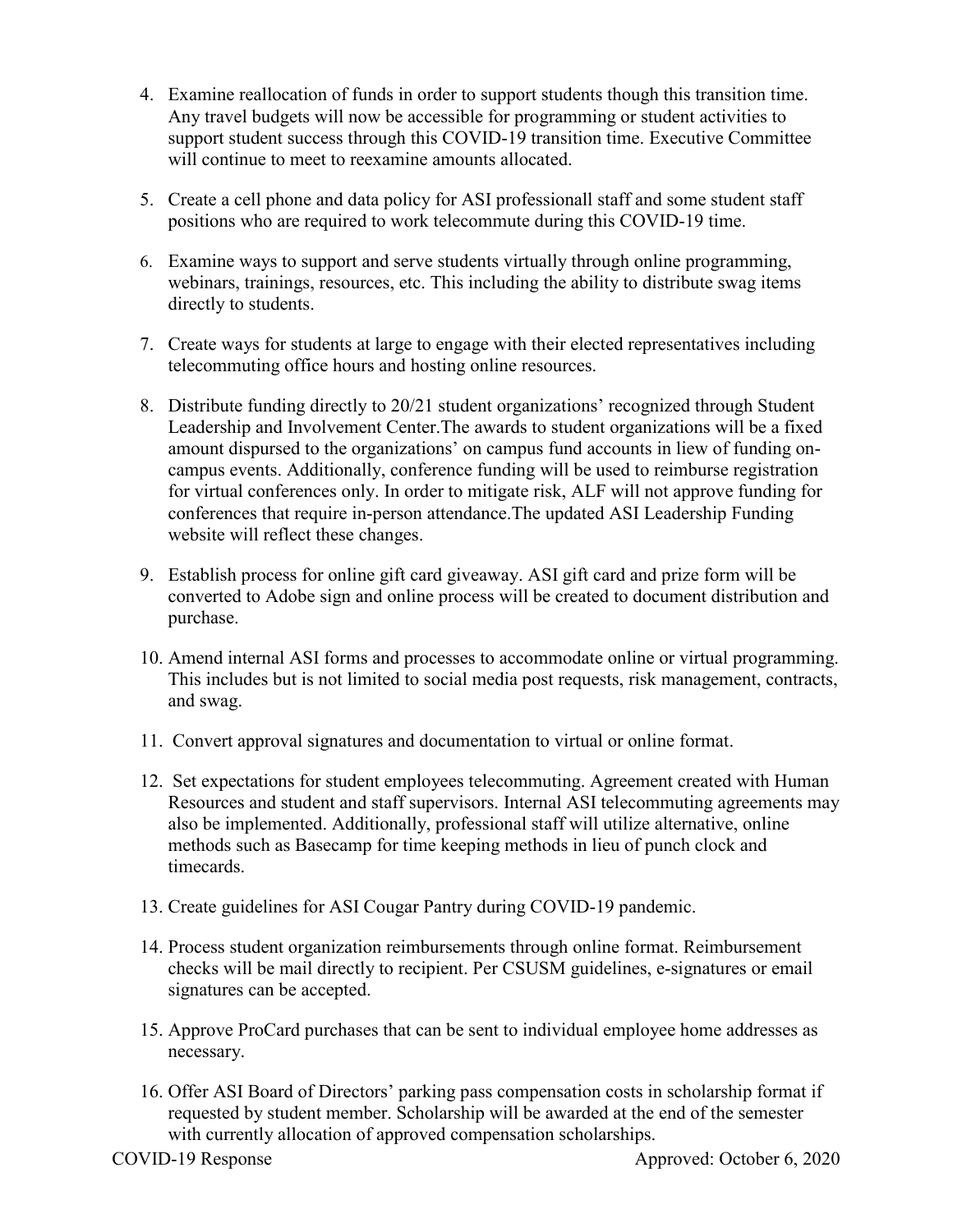4. Examine reallocation of funds in order to support students though this transition time. Any travel budgets will now be accessible for programming or student activities to support student success through this COVID-19 transition time. Executive Committee will continue to meet to reexamine amounts allocated.

5. Create a cell phone and data policy for ASI professionall staff and some student staff positions who are required to work telecommute during this COVID-19 time.

6. Examine ways to support and serve students virtually through online programming, webinars, trainings, resources, etc. This including the ability to distribute swag items directly to students.

7. Create ways for students at large to engage with their elected representatives including telecommuting office hours and hosting online resources.

8. Distribute funding directly to 20/21 student organizations' recognized through Student Leadership and Involvement Center.The awards to student organizations will be a fixed amount dispursed to the organizations' on campus fund accounts in liew of funding on-campus events. Additionally, conference funding will be used to reimburse registration for virtual conferences only. In order to mitigate risk, ALF will not approve funding for conferences that require in-person attendance.The updated ASI Leadership Funding website will reflect these changes.

9. Establish process for online gift card giveaway. ASI gift card and prize form will be converted to Adobe sign and online process will be created to document distribution and purchase.

10. Amend internal ASI forms and processes to accommodate online or virtual programming. This includes but is not limited to social media post requests, risk management, contracts, and swag.

11. Convert approval signatures and documentation to virtual or online format.

12. Set expectations for student employees telecommuting. Agreement created with Human Resources and student and staff supervisors. Internal ASI telecommuting agreements may also be implemented. Additionally, professional staff will utilize alternative, online methods such as Basecamp for time keeping methods in lieu of punch clock and timecards.

13. Create guidelines for ASI Cougar Pantry during COVID-19 pandemic.

14. Process student organization reimbursements through online format. Reimbursement checks will be mail directly to recipient. Per CSUSM guidelines, e-signatures or email signatures can be accepted.

15. Approve ProCard purchases that can be sent to individual employee home addresses as necessary.

16. Offer ASI Board of Directors' parking pass compensation costs in scholarship format if requested by student member. Scholarship will be awarded at the end of the semester with currently allocation of approved compensation scholarships.

COVID-19 Response Approved: October 6, 2020